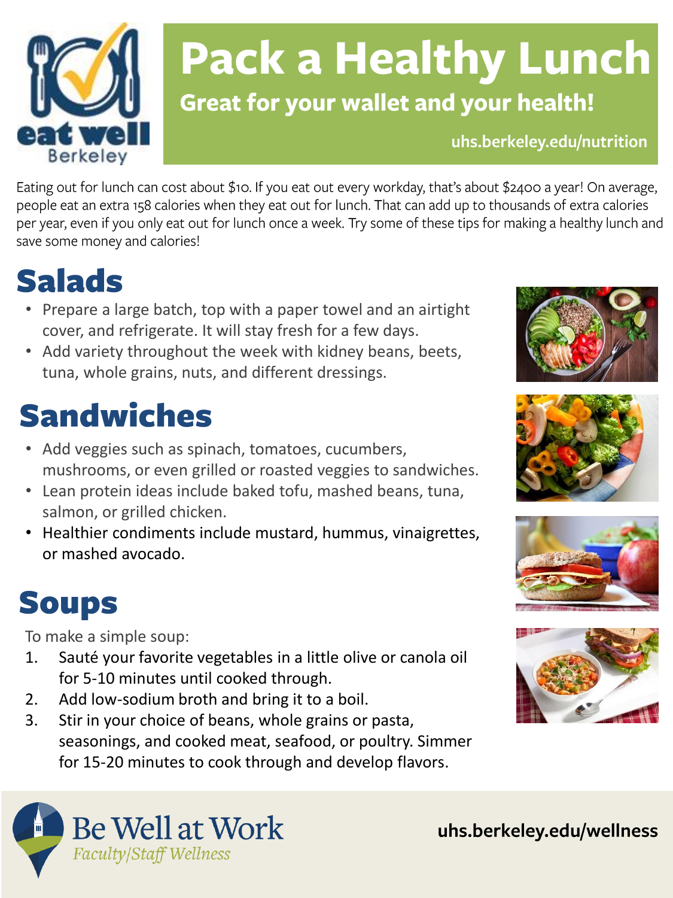eat well
Berkeley

# Pack a Healthy Lunch

**Great for your wallet and your health!**

uhs.berkeley.edu/nutrition

Eating out for lunch can cost about $10. If you eat out every workday, that's about $2400 a year! On average, people eat an extra 158 calories when they eat out for lunch. That can add up to thousands of extra calories per year, even if you only eat out for lunch once a week. Try some of these tips for making a healthy lunch and save some money and calories!

## Salads

- Prepare a large batch, top with a paper towel and an airtight cover, and refrigerate. It will stay fresh for a few days.
- Add variety throughout the week with kidney beans, beets, tuna, whole grains, nuts, and different dressings.

## Sandwiches

- Add veggies such as spinach, tomatoes, cucumbers, mushrooms, or even grilled or roasted veggies to sandwiches.
- Lean protein ideas include baked tofu, mashed beans, tuna, salmon, or grilled chicken.
- Healthier condiments include mustard, hummus, vinaigrettes, or mashed avocado.

## Soups

To make a simple soup:

1. Sauté your favorite vegetables in a little olive or canola oil for 5-10 minutes until cooked through.
2. Add low-sodium broth and bring it to a boil.
3. Stir in your choice of beans, whole grains or pasta, seasonings, and cooked meat, seafood, or poultry. Simmer for 15-20 minutes to cook through and develop flavors.

Be Well at Work
*Faculty/Staff Wellness*

uhs.berkeley.edu/wellness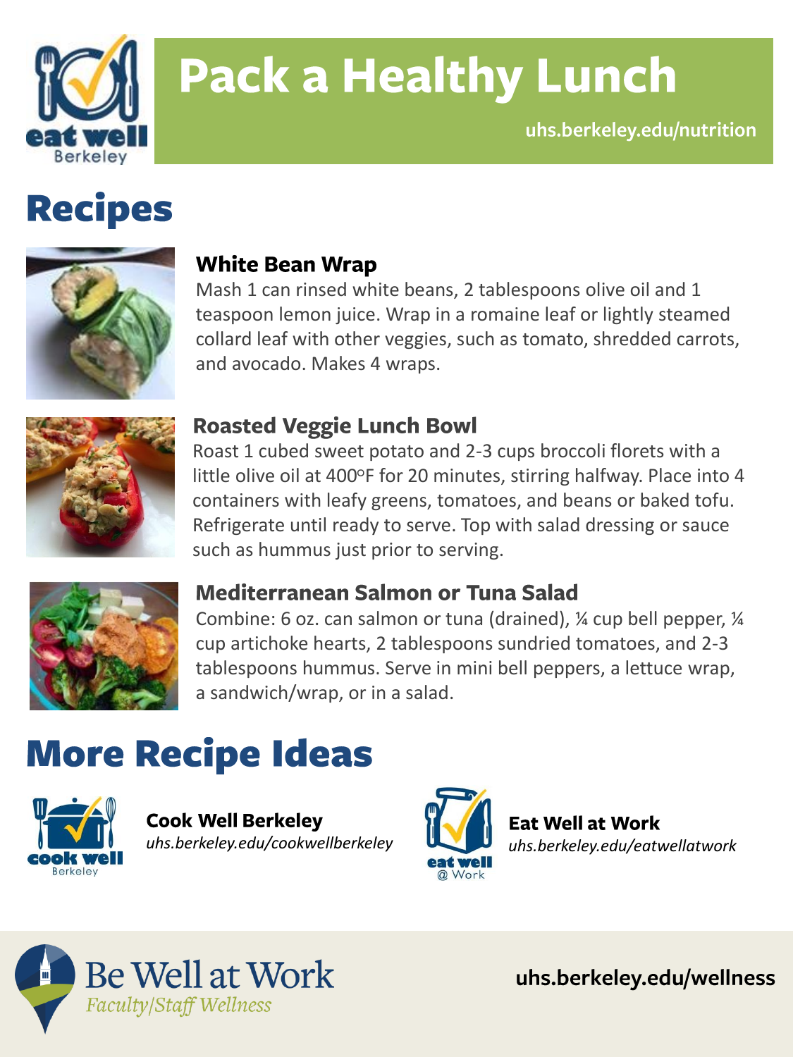# Pack a Healthy Lunch

uhs.berkeley.edu/nutrition

## Recipes

### White Bean Wrap

Mash 1 can rinsed white beans, 2 tablespoons olive oil and 1 teaspoon lemon juice. Wrap in a romaine leaf or lightly steamed collard leaf with other veggies, such as tomato, shredded carrots, and avocado. Makes 4 wraps.

### Roasted Veggie Lunch Bowl

Roast 1 cubed sweet potato and 2-3 cups broccoli florets with a little olive oil at 400°F for 20 minutes, stirring halfway. Place into 4 containers with leafy greens, tomatoes, and beans or baked tofu. Refrigerate until ready to serve. Top with salad dressing or sauce such as hummus just prior to serving.

### Mediterranean Salmon or Tuna Salad

Combine: 6 oz. can salmon or tuna (drained), ¼ cup bell pepper, ¼ cup artichoke hearts, 2 tablespoons sundried tomatoes, and 2-3 tablespoons hummus. Serve in mini bell peppers, a lettuce wrap, a sandwich/wrap, or in a salad.

## More Recipe Ideas

**Cook Well Berkeley**
*uhs.berkeley.edu/cookwellberkeley*

**Eat Well at Work**
*uhs.berkeley.edu/eatwellatwork*

Be Well at Work
*Faculty/Staff Wellness*

uhs.berkeley.edu/wellness